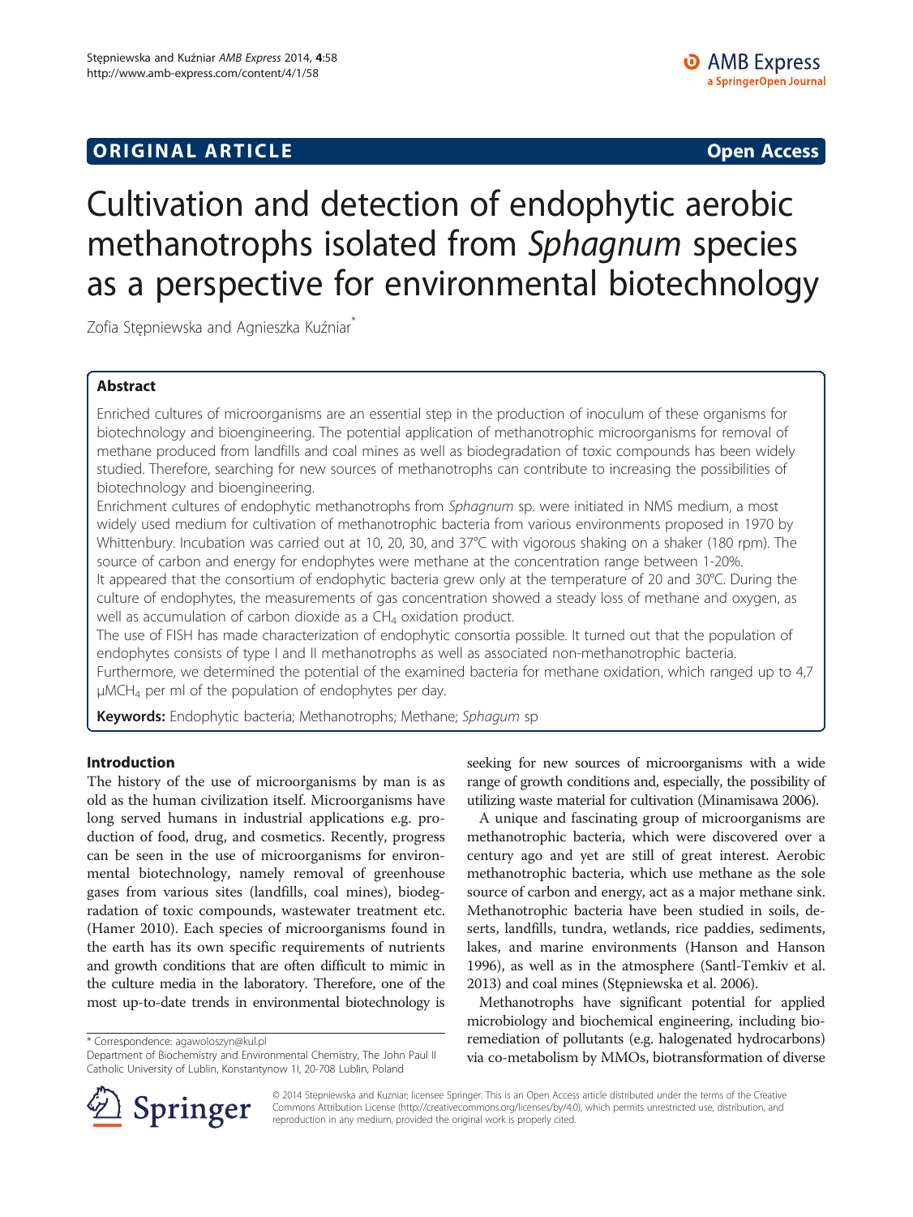**ORIGINAL ARTICLE** **Open Access**

# Cultivation and detection of endophytic aerobic methanotrophs isolated from *Sphagnum* species as a perspective for environmental biotechnology

Zofia Stępniewska and Agnieszka Kuźniar*

## Abstract

Enriched cultures of microorganisms are an essential step in the production of inoculum of these organisms for biotechnology and bioengineering. The potential application of methanotrophic microorganisms for removal of methane produced from landfills and coal mines as well as biodegradation of toxic compounds has been widely studied. Therefore, searching for new sources of methanotrophs can contribute to increasing the possibilities of biotechnology and bioengineering.

Enrichment cultures of endophytic methanotrophs from *Sphagnum* sp. were initiated in NMS medium, a most widely used medium for cultivation of methanotrophic bacteria from various environments proposed in 1970 by Whittenbury. Incubation was carried out at 10, 20, 30, and 37°C with vigorous shaking on a shaker (180 rpm). The source of carbon and energy for endophytes were methane at the concentration range between 1-20%.

It appeared that the consortium of endophytic bacteria grew only at the temperature of 20 and 30°C. During the culture of endophytes, the measurements of gas concentration showed a steady loss of methane and oxygen, as well as accumulation of carbon dioxide as a $CH_4$ oxidation product.

The use of FISH has made characterization of endophytic consortia possible. It turned out that the population of endophytes consists of type I and II methanotrophs as well as associated non-methanotrophic bacteria.

Furthermore, we determined the potential of the examined bacteria for methane oxidation, which ranged up to 4,7 $\mu MCH_4$ per ml of the population of endophytes per day.

**Keywords:** Endophytic bacteria; Methanotrophs; Methane; *Sphagum* sp

## Introduction

The history of the use of microorganisms by man is as old as the human civilization itself. Microorganisms have long served humans in industrial applications e.g. production of food, drug, and cosmetics. Recently, progress can be seen in the use of microorganisms for environmental biotechnology, namely removal of greenhouse gases from various sites (landfills, coal mines), biodegradation of toxic compounds, wastewater treatment etc. (Hamer 2010). Each species of microorganisms found in the earth has its own specific requirements of nutrients and growth conditions that are often difficult to mimic in the culture media in the laboratory. Therefore, one of the most up-to-date trends in environmental biotechnology is seeking for new sources of microorganisms with a wide range of growth conditions and, especially, the possibility of utilizing waste material for cultivation (Minamisawa 2006).

A unique and fascinating group of microorganisms are methanotrophic bacteria, which were discovered over a century ago and yet are still of great interest. Aerobic methanotrophic bacteria, which use methane as the sole source of carbon and energy, act as a major methane sink. Methanotrophic bacteria have been studied in soils, deserts, landfills, tundra, wetlands, rice paddies, sediments, lakes, and marine environments (Hanson and Hanson 1996), as well as in the atmosphere (Santl-Temkiv et al. 2013) and coal mines (Stępniewska et al. 2006).

Methanotrophs have significant potential for applied microbiology and biochemical engineering, including bioremediation of pollutants (e.g. halogenated hydrocarbons) via co-metabolism by MMOs, biotransformation of diverse

* Correspondence: agawoloszyn@kul.pl
Department of Biochemistry and Environmental Chemistry, The John Paul II Catholic University of Lublin, Konstantynow 1I, 20-708 Lublin, Poland

© 2014 Stępniewska and Kuzniar; licensee Springer. This is an Open Access article distributed under the terms of the Creative Commons Attribution License (http://creativecommons.org/licenses/by/4.0), which permits unrestricted use, distribution, and reproduction in any medium, provided the original work is properly cited.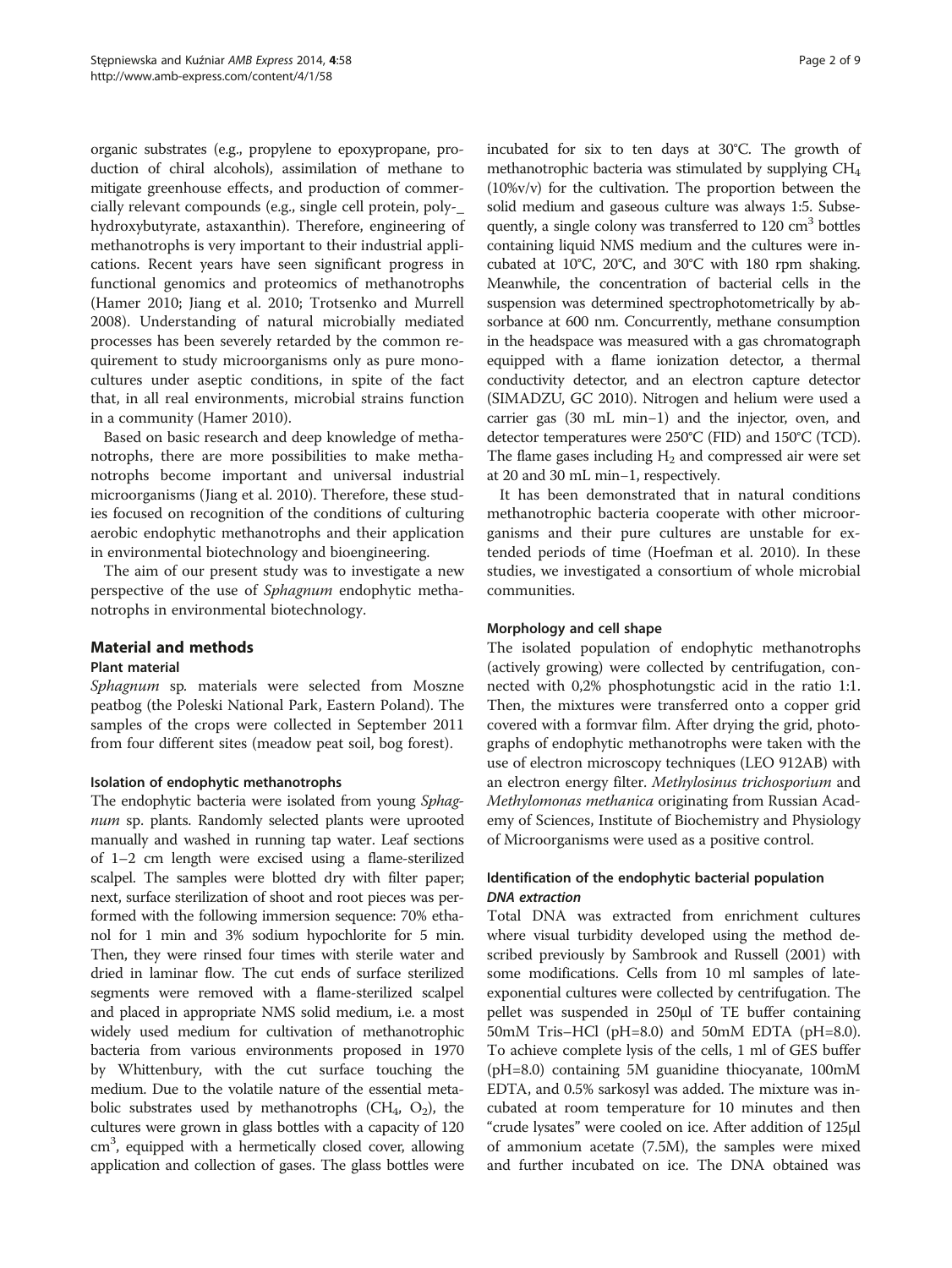organic substrates (e.g., propylene to epoxypropane, production of chiral alcohols), assimilation of methane to mitigate greenhouse effects, and production of commercially relevant compounds (e.g., single cell protein, poly-_ hydroxybutyrate, astaxanthin). Therefore, engineering of methanotrophs is very important to their industrial applications. Recent years have seen significant progress in functional genomics and proteomics of methanotrophs (Hamer 2010; Jiang et al. 2010; Trotsenko and Murrell 2008). Understanding of natural microbially mediated processes has been severely retarded by the common requirement to study microorganisms only as pure monocultures under aseptic conditions, in spite of the fact that, in all real environments, microbial strains function in a community (Hamer 2010).

Based on basic research and deep knowledge of methanotrophs, there are more possibilities to make methanotrophs become important and universal industrial microorganisms (Jiang et al. 2010). Therefore, these studies focused on recognition of the conditions of culturing aerobic endophytic methanotrophs and their application in environmental biotechnology and bioengineering.

The aim of our present study was to investigate a new perspective of the use of *Sphagnum* endophytic methanotrophs in environmental biotechnology.

## Material and methods

### Plant material

*Sphagnum* sp. materials were selected from Moszne peatbog (the Poleski National Park, Eastern Poland). The samples of the crops were collected in September 2011 from four different sites (meadow peat soil, bog forest).

### Isolation of endophytic methanotrophs

The endophytic bacteria were isolated from young *Sphagnum* sp. plants. Randomly selected plants were uprooted manually and washed in running tap water. Leaf sections of 1–2 cm length were excised using a flame-sterilized scalpel. The samples were blotted dry with filter paper; next, surface sterilization of shoot and root pieces was performed with the following immersion sequence: 70% ethanol for 1 min and 3% sodium hypochlorite for 5 min. Then, they were rinsed four times with sterile water and dried in laminar flow. The cut ends of surface sterilized segments were removed with a flame-sterilized scalpel and placed in appropriate NMS solid medium, i.e. a most widely used medium for cultivation of methanotrophic bacteria from various environments proposed in 1970 by Whittenbury, with the cut surface touching the medium. Due to the volatile nature of the essential metabolic substrates used by methanotrophs ($CH_4$, $O_2$), the cultures were grown in glass bottles with a capacity of 120 $cm^3$, equipped with a hermetically closed cover, allowing application and collection of gases. The glass bottles were incubated for six to ten days at 30°C. The growth of methanotrophic bacteria was stimulated by supplying $CH_4$ (10%v/v) for the cultivation. The proportion between the solid medium and gaseous culture was always 1:5. Subsequently, a single colony was transferred to 120 $cm^3$ bottles containing liquid NMS medium and the cultures were incubated at 10°C, 20°C, and 30°C with 180 rpm shaking. Meanwhile, the concentration of bacterial cells in the suspension was determined spectrophotometrically by absorbance at 600 nm. Concurrently, methane consumption in the headspace was measured with a gas chromatograph equipped with a flame ionization detector, a thermal conductivity detector, and an electron capture detector (SIMADZU, GC 2010). Nitrogen and helium were used a carrier gas (30 mL min−1) and the injector, oven, and detector temperatures were 250°C (FID) and 150°C (TCD). The flame gases including $H_2$ and compressed air were set at 20 and 30 mL min−1, respectively.

It has been demonstrated that in natural conditions methanotrophic bacteria cooperate with other microorganisms and their pure cultures are unstable for extended periods of time (Hoefman et al. 2010). In these studies, we investigated a consortium of whole microbial communities.

### Morphology and cell shape

The isolated population of endophytic methanotrophs (actively growing) were collected by centrifugation, connected with 0,2% phosphotungstic acid in the ratio 1:1. Then, the mixtures were transferred onto a copper grid covered with a formvar film. After drying the grid, photographs of endophytic methanotrophs were taken with the use of electron microscopy techniques (LEO 912AB) with an electron energy filter. *Methylosinus trichosporium* and *Methylomonas methanica* originating from Russian Academy of Sciences, Institute of Biochemistry and Physiology of Microorganisms were used as a positive control.

### Identification of the endophytic bacterial population

#### *DNA extraction*

Total DNA was extracted from enrichment cultures where visual turbidity developed using the method described previously by Sambrook and Russell (2001) with some modifications. Cells from 10 ml samples of late-exponential cultures were collected by centrifugation. The pellet was suspended in 250μl of TE buffer containing 50mM Tris–HCl (pH=8.0) and 50mM EDTA (pH=8.0). To achieve complete lysis of the cells, 1 ml of GES buffer (pH=8.0) containing 5M guanidine thiocyanate, 100mM EDTA, and 0.5% sarkosyl was added. The mixture was incubated at room temperature for 10 minutes and then "crude lysates" were cooled on ice. After addition of 125μl of ammonium acetate (7.5M), the samples were mixed and further incubated on ice. The DNA obtained was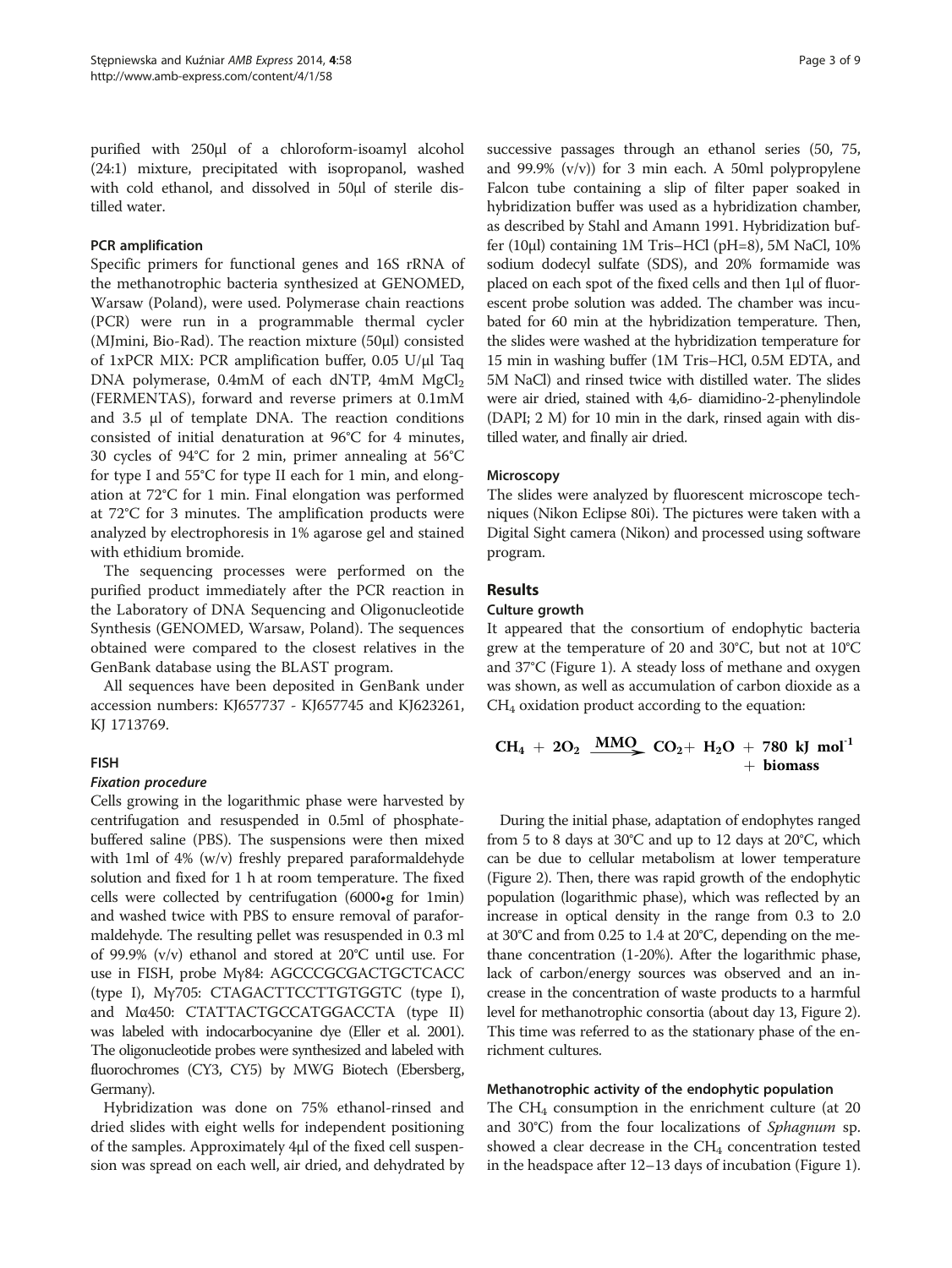purified with 250μl of a chloroform-isoamyl alcohol (24:1) mixture, precipitated with isopropanol, washed with cold ethanol, and dissolved in 50μl of sterile distilled water.

### PCR amplification

Specific primers for functional genes and 16S rRNA of the methanotrophic bacteria synthesized at GENOMED, Warsaw (Poland), were used. Polymerase chain reactions (PCR) were run in a programmable thermal cycler (MJmini, Bio-Rad). The reaction mixture (50μl) consisted of 1xPCR MIX: PCR amplification buffer, 0.05 U/μl Taq DNA polymerase, 0.4mM of each dNTP, 4mM $MgCl_2$ (FERMENTAS), forward and reverse primers at 0.1mM and 3.5 μl of template DNA. The reaction conditions consisted of initial denaturation at 96°C for 4 minutes, 30 cycles of 94°C for 2 min, primer annealing at 56°C for type I and 55°C for type II each for 1 min, and elongation at 72°C for 1 min. Final elongation was performed at 72°C for 3 minutes. The amplification products were analyzed by electrophoresis in 1% agarose gel and stained with ethidium bromide.

The sequencing processes were performed on the purified product immediately after the PCR reaction in the Laboratory of DNA Sequencing and Oligonucleotide Synthesis (GENOMED, Warsaw, Poland). The sequences obtained were compared to the closest relatives in the GenBank database using the BLAST program.

All sequences have been deposited in GenBank under accession numbers: KJ657737 - KJ657745 and KJ623261, KJ 1713769.

### FISH

#### *Fixation procedure*

Cells growing in the logarithmic phase were harvested by centrifugation and resuspended in 0.5ml of phosphate-buffered saline (PBS). The suspensions were then mixed with 1ml of 4% (w/v) freshly prepared paraformaldehyde solution and fixed for 1 h at room temperature. The fixed cells were collected by centrifugation (6000•g for 1min) and washed twice with PBS to ensure removal of paraformaldehyde. The resulting pellet was resuspended in 0.3 ml of 99.9% (v/v) ethanol and stored at 20°C until use. For use in FISH, probe Mγ84: AGCCCGCGACTGCTCACC (type I), Mγ705: CTAGACTTCCTTGTGGTC (type I), and Mα450: CTATTACTGCCATGGACCTA (type II) was labeled with indocarbocyanine dye (Eller et al. 2001). The oligonucleotide probes were synthesized and labeled with fluorochromes (CY3, CY5) by MWG Biotech (Ebersberg, Germany).

Hybridization was done on 75% ethanol-rinsed and dried slides with eight wells for independent positioning of the samples. Approximately 4μl of the fixed cell suspension was spread on each well, air dried, and dehydrated by successive passages through an ethanol series (50, 75, and 99.9% (v/v)) for 3 min each. A 50ml polypropylene Falcon tube containing a slip of filter paper soaked in hybridization buffer was used as a hybridization chamber, as described by Stahl and Amann 1991. Hybridization buffer (10μl) containing 1M Tris–HCl (pH=8), 5M NaCl, 10% sodium dodecyl sulfate (SDS), and 20% formamide was placed on each spot of the fixed cells and then 1μl of fluorescent probe solution was added. The chamber was incubated for 60 min at the hybridization temperature. Then, the slides were washed at the hybridization temperature for 15 min in washing buffer (1M Tris–HCl, 0.5M EDTA, and 5M NaCl) and rinsed twice with distilled water. The slides were air dried, stained with 4,6- diamidino-2-phenylindole (DAPI; 2 M) for 10 min in the dark, rinsed again with distilled water, and finally air dried.

### Microscopy

The slides were analyzed by fluorescent microscope techniques (Nikon Eclipse 80i). The pictures were taken with a Digital Sight camera (Nikon) and processed using software program.

## Results

### Culture growth

It appeared that the consortium of endophytic bacteria grew at the temperature of 20 and 30°C, but not at 10°C and 37°C (Figure 1). A steady loss of methane and oxygen was shown, as well as accumulation of carbon dioxide as a $CH_4$ oxidation product according to the equation:

$$CH_4 + 2O_2 \xrightarrow{MMO} CO_2 + H_2O + 780\ kJ\ mol^{-1} + biomass$$

During the initial phase, adaptation of endophytes ranged from 5 to 8 days at 30°C and up to 12 days at 20°C, which can be due to cellular metabolism at lower temperature (Figure 2). Then, there was rapid growth of the endophytic population (logarithmic phase), which was reflected by an increase in optical density in the range from 0.3 to 2.0 at 30°C and from 0.25 to 1.4 at 20°C, depending on the methane concentration (1-20%). After the logarithmic phase, lack of carbon/energy sources was observed and an increase in the concentration of waste products to a harmful level for methanotrophic consortia (about day 13, Figure 2). This time was referred to as the stationary phase of the enrichment cultures.

### Methanotrophic activity of the endophytic population

The $CH_4$ consumption in the enrichment culture (at 20 and 30°C) from the four localizations of *Sphagnum* sp. showed a clear decrease in the $CH_4$ concentration tested in the headspace after 12–13 days of incubation (Figure 1).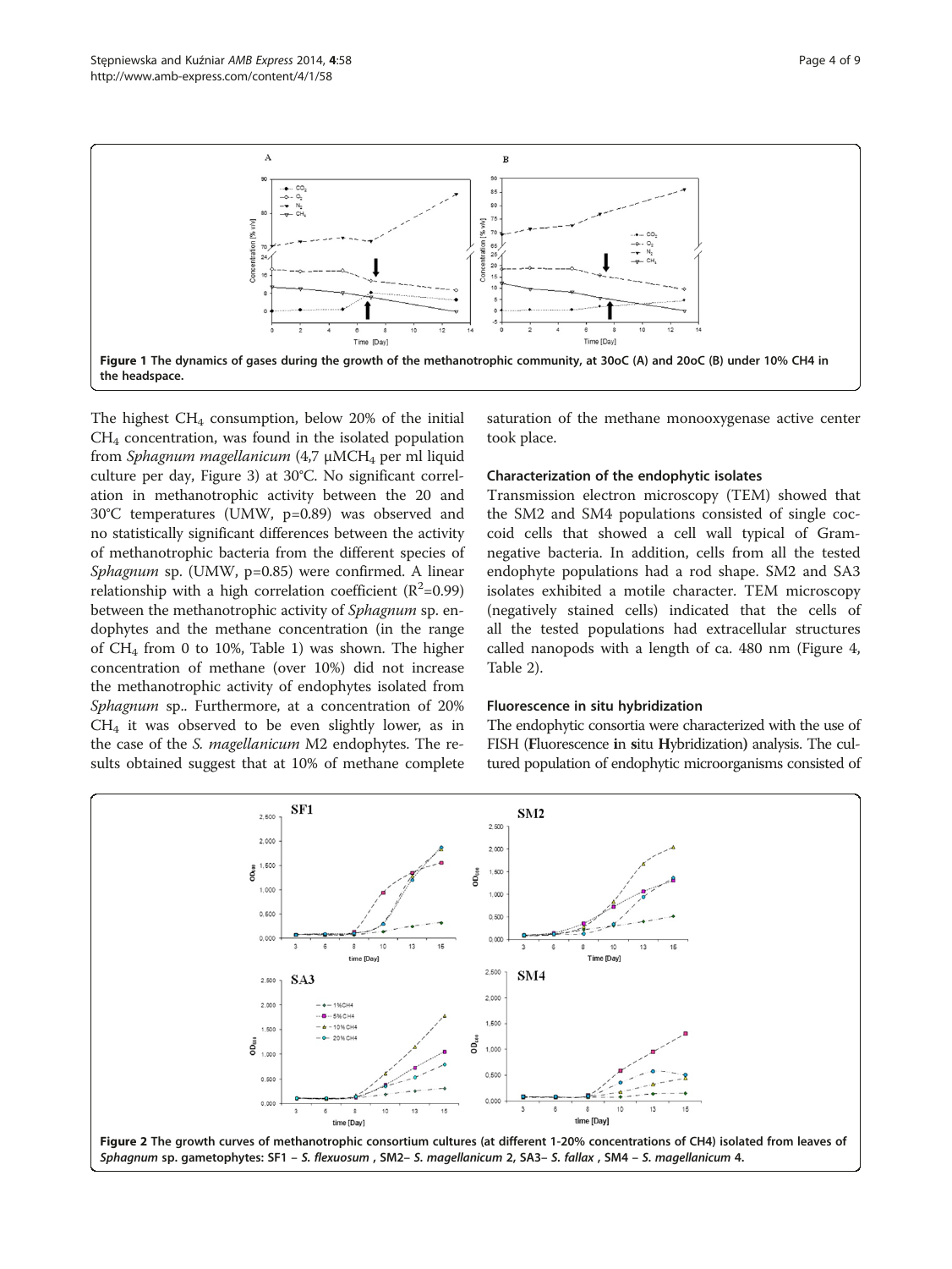Figure 1 The dynamics of gases during the growth of the methanotrophic community, at 30oC (A) and 20oC (B) under 10% CH4 in the headspace.

The highest $CH_4$ consumption, below 20% of the initial $CH_4$ concentration, was found in the isolated population from *Sphagnum magellanicum* (4,7 µM$CH_4$ per ml liquid culture per day, Figure 3) at 30°C. No significant correlation in methanotrophic activity between the 20 and 30°C temperatures (UMW, p=0.89) was observed and no statistically significant differences between the activity of methanotrophic bacteria from the different species of *Sphagnum* sp. (UMW, p=0.85) were confirmed. A linear relationship with a high correlation coefficient ($R^2$=0.99) between the methanotrophic activity of *Sphagnum* sp. endophytes and the methane concentration (in the range of $CH_4$ from 0 to 10%, Table 1) was shown. The higher concentration of methane (over 10%) did not increase the methanotrophic activity of endophytes isolated from *Sphagnum* sp.. Furthermore, at a concentration of 20% $CH_4$ it was observed to be even slightly lower, as in the case of the *S. magellanicum* M2 endophytes. The results obtained suggest that at 10% of methane complete saturation of the methane monooxygenase active center took place.

### Characterization of the endophytic isolates

Transmission electron microscopy (TEM) showed that the SM2 and SM4 populations consisted of single coccoid cells that showed a cell wall typical of Gram-negative bacteria. In addition, cells from all the tested endophyte populations had a rod shape. SM2 and SA3 isolates exhibited a motile character. TEM microscopy (negatively stained cells) indicated that the cells of all the tested populations had extracellular structures called nanopods with a length of ca. 480 nm (Figure 4, Table 2).

### Fluorescence in situ hybridization

The endophytic consortia were characterized with the use of FISH (**F**luorescence **i**n **s**itu **H**ybridization) analysis. The cultured population of endophytic microorganisms consisted of

Figure 2 The growth curves of methanotrophic consortium cultures (at different 1-20% concentrations of CH4) isolated from leaves of *Sphagnum* sp. gametophytes: SF1 – *S. flexuosum* , SM2– *S. magellanicum* 2, SA3– *S. fallax* , SM4 – *S. magellanicum* 4.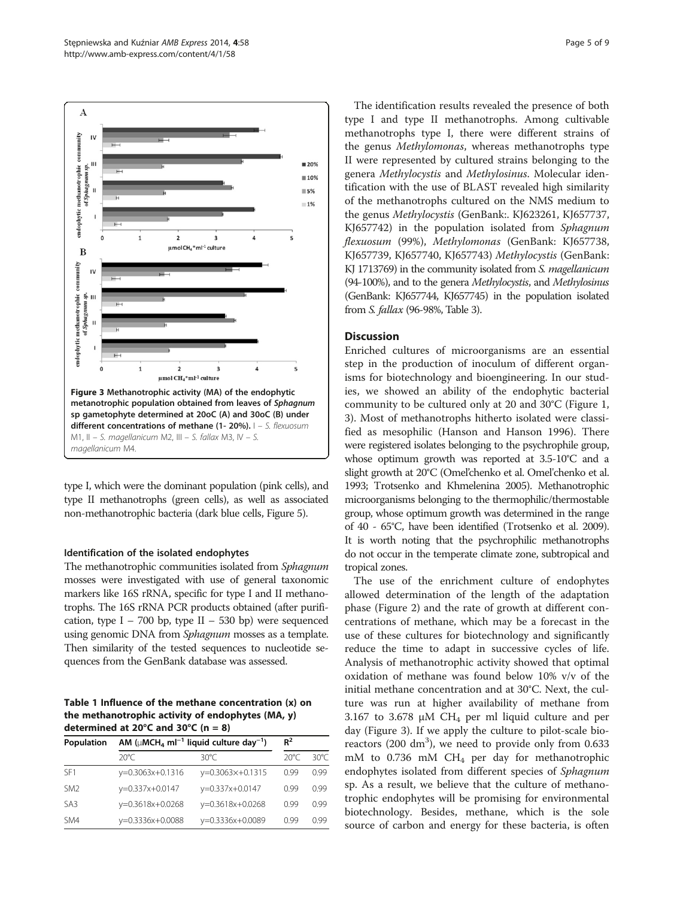Figure 3 Methanotrophic activity (MA) of the endophytic metanotrophic population obtained from leaves of *Sphagnum* sp gametophyte determined at 20oC (A) and 30oC (B) under different concentrations of methane (1- 20%). I – *S. flexuosum* M1, II – *S. magellanicum* M2, III – *S. fallax* M3, IV – *S. magellanicum* M4.

type I, which were the dominant population (pink cells), and type II methanotrophs (green cells), as well as associated non-methanotrophic bacteria (dark blue cells, Figure 5).

### Identification of the isolated endophytes

The methanotrophic communities isolated from *Sphagnum* mosses were investigated with use of general taxonomic markers like 16S rRNA, specific for type I and II methanotrophs. The 16S rRNA PCR products obtained (after purification, type I – 700 bp, type II – 530 bp) were sequenced using genomic DNA from *Sphagnum* mosses as a template. Then similarity of the tested sequences to nucleotide sequences from the GenBank database was assessed.

**Table 1 Influence of the methane concentration (x) on the methanotrophic activity of endophytes (MA, y) determined at 20°C and 30°C (n = 8)**

| Population | AM (μMCH$_4$ ml$^{-1}$ liquid culture day$^{-1}$) | | $R^2$ | |
|---|---|---|---|---|
| | 20°C | 30°C | 20°C | 30°C |
| SF1 | y=0.3063x+0.1316 | y=0.3063x+0.1315 | 0.99 | 0.99 |
| SM2 | y=0.337x+0.0147 | y=0.337x+0.0147 | 0.99 | 0.99 |
| SA3 | y=0.3618x+0.0268 | y=0.3618x+0.0268 | 0.99 | 0.99 |
| SM4 | y=0.3336x+0.0088 | y=0.3336x+0.0089 | 0.99 | 0.99 |

The identification results revealed the presence of both type I and type II methanotrophs. Among cultivable methanotrophs type I, there were different strains of the genus *Methylomonas*, whereas methanotrophs type II were represented by cultured strains belonging to the genera *Methylocystis* and *Methylosinus*. Molecular identification with the use of BLAST revealed high similarity of the methanotrophs cultured on the NMS medium to the genus *Methylocystis* (GenBank:. KJ623261, KJ657737, KJ657742) in the population isolated from *Sphagnum flexuosum* (99%), *Methylomonas* (GenBank: KJ657738, KJ657739, KJ657740, KJ657743) *Methylocystis* (GenBank: KJ 1713769) in the community isolated from *S. magellanicum* (94-100%), and to the genera *Methylocystis*, and *Methylosinus* (GenBank: KJ657744, KJ657745) in the population isolated from *S. fallax* (96-98%, Table 3).

## Discussion

Enriched cultures of microorganisms are an essential step in the production of inoculum of different organisms for biotechnology and bioengineering. In our studies, we showed an ability of the endophytic bacterial community to be cultured only at 20 and 30°C (Figure 1, 3). Most of methanotrophs hitherto isolated were classified as mesophilic (Hanson and Hanson 1996). There were registered isolates belonging to the psychrophile group, whose optimum growth was reported at 3.5-10°C and a slight growth at 20°C (Omel'chenko et al. Omel'chenko et al. 1993; Trotsenko and Khmelenina 2005). Methanotrophic microorganisms belonging to the thermophilic/thermostable group, whose optimum growth was determined in the range of 40 - 65°C, have been identified (Trotsenko et al. 2009). It is worth noting that the psychrophilic methanotrophs do not occur in the temperate climate zone, subtropical and tropical zones.

The use of the enrichment culture of endophytes allowed determination of the length of the adaptation phase (Figure 2) and the rate of growth at different concentrations of methane, which may be a forecast in the use of these cultures for biotechnology and significantly reduce the time to adapt in successive cycles of life. Analysis of methanotrophic activity showed that optimal oxidation of methane was found below 10% v/v of the initial methane concentration and at 30°C. Next, the culture was run at higher availability of methane from 3.167 to 3.678 μM $CH_4$ per ml liquid culture and per day (Figure 3). If we apply the culture to pilot-scale bioreactors (200 dm$^3$), we need to provide only from 0.633 mM to 0.736 mM $CH_4$ per day for methanotrophic endophytes isolated from different species of *Sphagnum* sp. As a result, we believe that the culture of methanotrophic endophytes will be promising for environmental biotechnology. Besides, methane, which is the sole source of carbon and energy for these bacteria, is often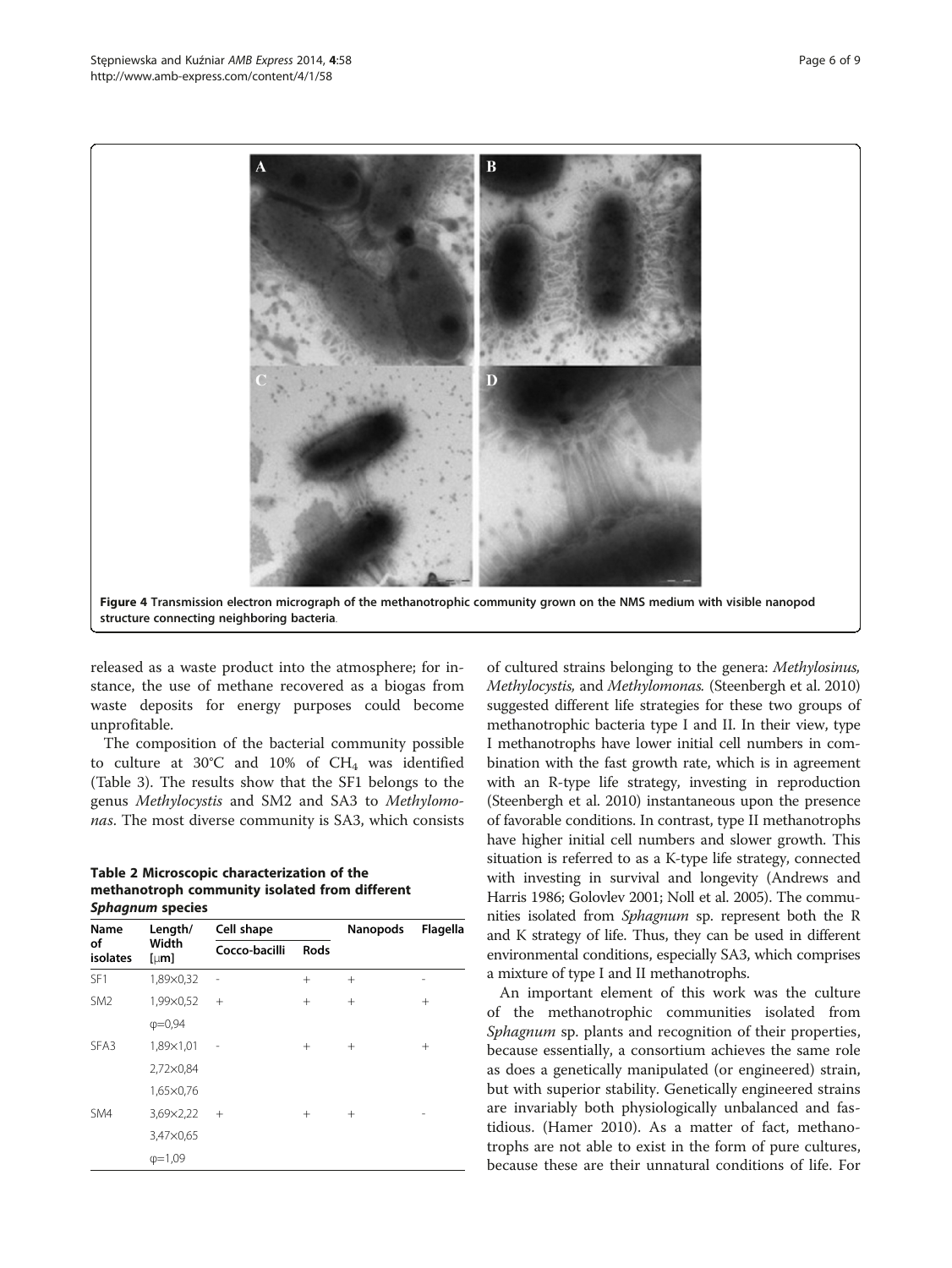**Figure 4 Transmission electron micrograph of the methanotrophic community grown on the NMS medium with visible nanopod structure connecting neighboring bacteria.**

released as a waste product into the atmosphere; for instance, the use of methane recovered as a biogas from waste deposits for energy purposes could become unprofitable.

The composition of the bacterial community possible to culture at 30°C and 10% of $CH_4$ was identified (Table 3). The results show that the SF1 belongs to the genus *Methylocystis* and SM2 and SA3 to *Methylomonas*. The most diverse community is SA3, which consists of cultured strains belonging to the genera: *Methylosinus, Methylocystis,* and *Methylomonas.* (Steenbergh et al. 2010) suggested different life strategies for these two groups of methanotrophic bacteria type I and II. In their view, type I methanotrophs have lower initial cell numbers in combination with the fast growth rate, which is in agreement with an R-type life strategy, investing in reproduction (Steenbergh et al. 2010) instantaneous upon the presence of favorable conditions. In contrast, type II methanotrophs have higher initial cell numbers and slower growth. This situation is referred to as a K-type life strategy, connected with investing in survival and longevity (Andrews and Harris 1986; Golovlev 2001; Noll et al. 2005). The communities isolated from *Sphagnum* sp. represent both the R and K strategy of life. Thus, they can be used in different environmental conditions, especially SA3, which comprises a mixture of type I and II methanotrophs.

**Table 2 Microscopic characterization of the methanotroph community isolated from different *Sphagnum* species**

| Name of isolates | Length/ Width [μm] | Cell shape | | Nanopods | Flagella |
|---|---|---|---|---|---|
| | | Cocco-bacilli | Rods | | |
| SF1 | 1,89×0,32 | - | + | + | - |
| SM2 | 1,99×0,52 | + | + | + | + |
| | φ=0,94 | | | | |
| SFA3 | 1,89×1,01 | - | + | + | + |
| | 2,72×0,84 | | | | |
| | 1,65×0,76 | | | | |
| SM4 | 3,69×2,22 | + | + | + | - |
| | 3,47×0,65 | | | | |
| | φ=1,09 | | | | |

An important element of this work was the culture of the methanotrophic communities isolated from *Sphagnum* sp. plants and recognition of their properties, because essentially, a consortium achieves the same role as does a genetically manipulated (or engineered) strain, but with superior stability. Genetically engineered strains are invariably both physiologically unbalanced and fastidious. (Hamer 2010). As a matter of fact, methanotrophs are not able to exist in the form of pure cultures, because these are their unnatural conditions of life. For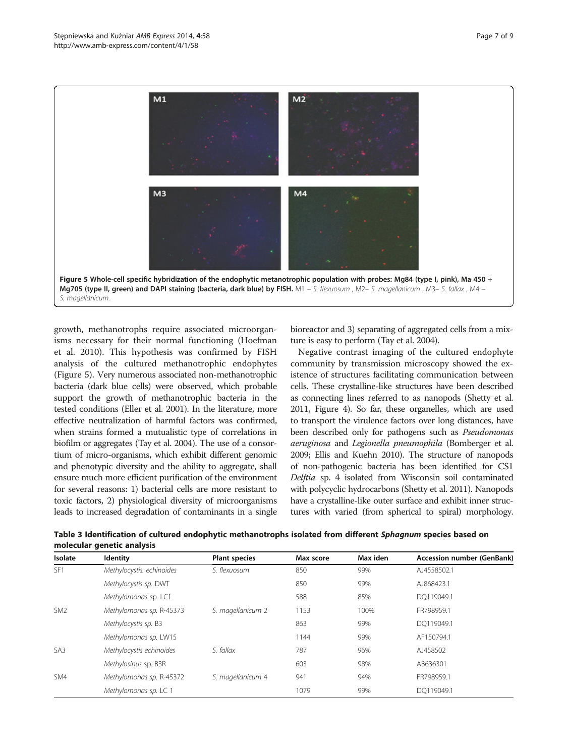**Figure 5 Whole-cell specific hybridization of the endophytic metanotrophic population with probes: Mg84 (type I, pink), Ma 450 + Mg705 (type II, green) and DAPI staining (bacteria, dark blue) by FISH.** M1 – *S. flexuosum* , M2– *S. magellanicum* , M3– *S. fallax* , M4 – *S. magellanicum.*

growth, methanotrophs require associated microorganisms necessary for their normal functioning (Hoefman et al. 2010). This hypothesis was confirmed by FISH analysis of the cultured methanotrophic endophytes (Figure 5). Very numerous associated non-methanotrophic bacteria (dark blue cells) were observed, which probable support the growth of methanotrophic bacteria in the tested conditions (Eller et al. 2001). In the literature, more effective neutralization of harmful factors was confirmed, when strains formed a mutualistic type of correlations in biofilm or aggregates (Tay et al. 2004). The use of a consortium of micro-organisms, which exhibit different genomic and phenotypic diversity and the ability to aggregate, shall ensure much more efficient purification of the environment for several reasons: 1) bacterial cells are more resistant to toxic factors, 2) physiological diversity of microorganisms leads to increased degradation of contaminants in a single bioreactor and 3) separating of aggregated cells from a mixture is easy to perform (Tay et al. 2004).

Negative contrast imaging of the cultured endophyte community by transmission microscopy showed the existence of structures facilitating communication between cells. These crystalline-like structures have been described as connecting lines referred to as nanopods (Shetty et al. 2011, Figure 4). So far, these organelles, which are used to transport the virulence factors over long distances, have been described only for pathogens such as *Pseudomonas aeruginosa* and *Legionella pneumophila* (Bomberger et al. 2009; Ellis and Kuehn 2010). The structure of nanopods of non-pathogenic bacteria has been identified for CS1 *Delftia* sp. 4 isolated from Wisconsin soil contaminated with polycyclic hydrocarbons (Shetty et al. 2011). Nanopods have a crystalline-like outer surface and exhibit inner structures with varied (from spherical to spiral) morphology.

**Table 3 Identification of cultured endophytic methanotrophs isolated from different *Sphagnum* species based on molecular genetic analysis**

| Isolate | Identity | Plant species | Max score | Max iden | Accession number (GenBank) |
|---|---|---|---|---|---|
| SF1 | *Methylocystis. echinoides* | *S. flexuosum* | 850 | 99% | AJ4558502.1 |
| | *Methylocystis sp.* DWT | | 850 | 99% | AJ868423.1 |
| | *Methylomonas* sp. LC1 | | 588 | 85% | DQ119049.1 |
| SM2 | *Methylomonas sp.* R-45373 | *S. magellanicum* 2 | 1153 | 100% | FR798959.1 |
| | *Methylocystis sp.* B3 | | 863 | 99% | DQ119049.1 |
| | *Methylomonas sp.* LW15 | | 1144 | 99% | AF150794.1 |
| SA3 | *Methylocystis echinoides* | *S. fallax* | 787 | 96% | AJ458502 |
| | *Methylosinus* sp. B3R | | 603 | 98% | AB636301 |
| SM4 | *Methylomonas sp.* R-45372 | *S. magellanicum* 4 | 941 | 94% | FR798959.1 |
| | *Methylomonas sp.* LC 1 | | 1079 | 99% | DQ119049.1 |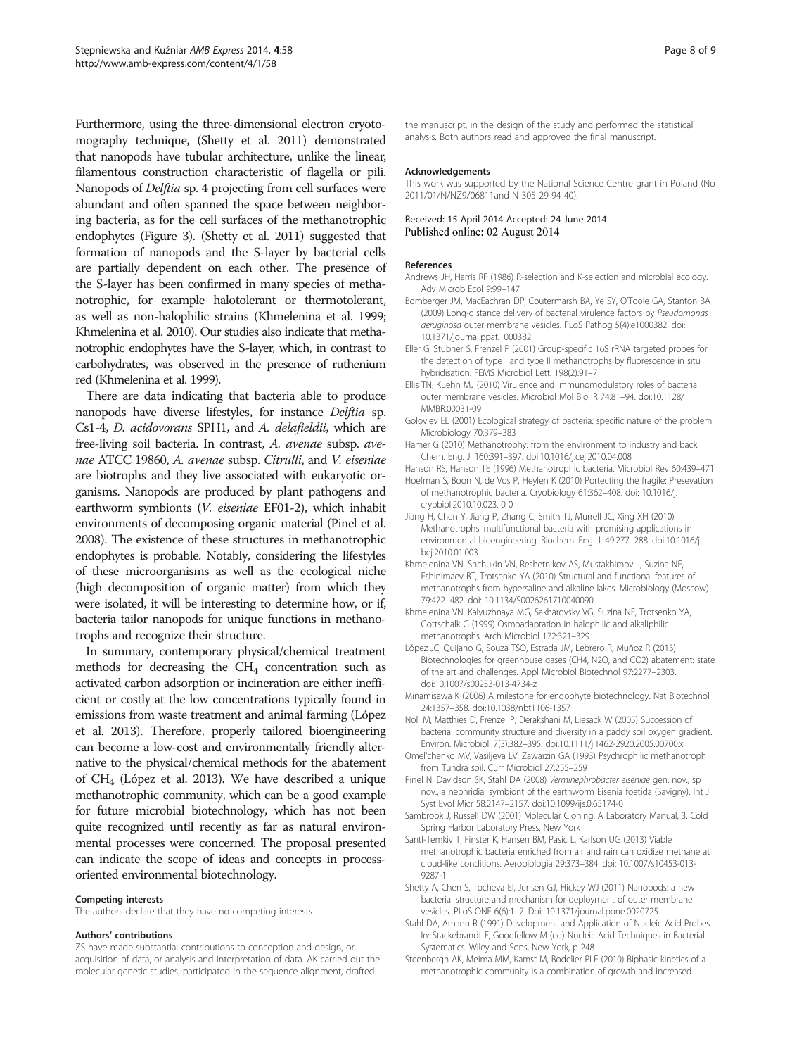Furthermore, using the three-dimensional electron cryotomography technique, (Shetty et al. 2011) demonstrated that nanopods have tubular architecture, unlike the linear, filamentous construction characteristic of flagella or pili. Nanopods of *Delftia* sp. 4 projecting from cell surfaces were abundant and often spanned the space between neighboring bacteria, as for the cell surfaces of the methanotrophic endophytes (Figure 3). (Shetty et al. 2011) suggested that formation of nanopods and the S-layer by bacterial cells are partially dependent on each other. The presence of the S-layer has been confirmed in many species of methanotrophic, for example halotolerant or thermotolerant, as well as non-halophilic strains (Khmelenina et al. 1999; Khmelenina et al. 2010). Our studies also indicate that methanotrophic endophytes have the S-layer, which, in contrast to carbohydrates, was observed in the presence of ruthenium red (Khmelenina et al. 1999).

There are data indicating that bacteria able to produce nanopods have diverse lifestyles, for instance *Delftia* sp. Cs1-4, *D. acidovorans* SPH1, and *A. delafieldii*, which are free-living soil bacteria. In contrast, *A. avenae* subsp. *avenae* ATCC 19860, *A. avenae* subsp. *Citrulli*, and *V. eiseniae* are biotrophs and they live associated with eukaryotic organisms. Nanopods are produced by plant pathogens and earthworm symbionts (*V. eiseniae* EF01-2), which inhabit environments of decomposing organic material (Pinel et al. 2008). The existence of these structures in methanotrophic endophytes is probable. Notably, considering the lifestyles of these microorganisms as well as the ecological niche (high decomposition of organic matter) from which they were isolated, it will be interesting to determine how, or if, bacteria tailor nanopods for unique functions in methanotrophs and recognize their structure.

In summary, contemporary physical/chemical treatment methods for decreasing the $CH_4$ concentration such as activated carbon adsorption or incineration are either inefficient or costly at the low concentrations typically found in emissions from waste treatment and animal farming (López et al. 2013). Therefore, properly tailored bioengineering can become a low-cost and environmentally friendly alternative to the physical/chemical methods for the abatement of $CH_4$ (López et al. 2013). We have described a unique methanotrophic community, which can be a good example for future microbial biotechnology, which has not been quite recognized until recently as far as natural environmental processes were concerned. The proposal presented can indicate the scope of ideas and concepts in process-oriented environmental biotechnology.

#### Competing interests
The authors declare that they have no competing interests.

#### Authors' contributions
ZS have made substantial contributions to conception and design, or acquisition of data, or analysis and interpretation of data. AK carried out the molecular genetic studies, participated in the sequence alignment, drafted the manuscript, in the design of the study and performed the statistical analysis. Both authors read and approved the final manuscript.

#### Acknowledgements
This work was supported by the National Science Centre grant in Poland (No 2011/01/N/NZ9/06811and N 305 29 94 40).

Received: 15 April 2014 Accepted: 24 June 2014
Published online: 02 August 2014

#### References

Andrews JH, Harris RF (1986) R-selection and K-selection and microbial ecology. Adv Microb Ecol 9:99–147

Bomberger JM, MacEachran DP, Coutermarsh BA, Ye SY, O'Toole GA, Stanton BA (2009) Long-distance delivery of bacterial virulence factors by *Pseudomonas aeruginosa* outer membrane vesicles. PLoS Pathog 5(4):e1000382. doi: 10.1371/journal.ppat.1000382

Eller G, Stubner S, Frenzel P (2001) Group-specific 16S rRNA targeted probes for the detection of type I and type II methanotrophs by fluorescence in situ hybridisation. FEMS Microbiol Lett. 198(2):91–7

Ellis TN, Kuehn MJ (2010) Virulence and immunomodulatory roles of bacterial outer membrane vesicles. Microbiol Mol Biol R 74:81–94. doi:10.1128/MMBR.00031-09

Golovlev EL (2001) Ecological strategy of bacteria: specific nature of the problem. Microbiology 70:379–383

Hamer G (2010) Methanotrophy: from the environment to industry and back. Chem. Eng. J. 160:391–397. doi:10.1016/j.cej.2010.04.008

Hanson RS, Hanson TE (1996) Methanotrophic bacteria. Microbiol Rev 60:439–471

Hoefman S, Boon N, de Vos P, Heylen K (2010) Portecting the fragile: Presevation of methanotrophic bacteria. Cryobiology 61:362–408. doi: 10.1016/j.cryobiol.2010.10.023. 0 0

Jiang H, Chen Y, Jiang P, Zhang C, Smith TJ, Murrell JC, Xing XH (2010) Methanotrophs: multifunctional bacteria with promising applications in environmental bioengineering. Biochem. Eng. J. 49:277–288. doi:10.1016/j.bej.2010.01.003

Khmelenina VN, Shchukin VN, Reshetnikov AS, Mustakhimov II, Suzina NE, Eshinimaev BT, Trotsenko YA (2010) Structural and functional features of methanotrophs from hypersaline and alkaline lakes. Microbiology (Moscow) 79:472–482. doi: 10.1134/S0026261710040090

Khmelenina VN, Kalyuzhnaya MG, Sakharovsky VG, Suzina NE, Trotsenko YA, Gottschalk G (1999) Osmoadaptation in halophilic and alkaliphilic methanotrophs. Arch Microbiol 172:321–329

López JC, Quijano G, Souza TSO, Estrada JM, Lebrero R, Muñoz R (2013) Biotechnologies for greenhouse gases (CH4, N2O, and CO2) abatement: state of the art and challenges. Appl Microbiol Biotechnol 97:2277–2303. doi:10.1007/s00253-013-4734-z

Minamisawa K (2006) A milestone for endophyte biotechnology. Nat Biotechnol 24:1357–358. doi:10.1038/nbt1106-1357

Noll M, Matthies D, Frenzel P, Derakshani M, Liesack W (2005) Succession of bacterial community structure and diversity in a paddy soil oxygen gradient. Environ. Microbiol. 7(3):382–395. doi:10.1111/j.1462-2920.2005.00700.x

Omel'chenko MV, Vasiljeva LV, Zawarzin GA (1993) Psychrophilic methanotroph from Tundra soil. Curr Microbiol 27:255–259

Pinel N, Davidson SK, Stahl DA (2008) *Verminephrobacter eiseniae* gen. nov., sp nov., a nephridial symbiont of the earthworm Eisenia foetida (Savigny). Int J Syst Evol Micr 58:2147–2157. doi:10.1099/ijs.0.65174-0

Sambrook J, Russell DW (2001) Molecular Cloning: A Laboratory Manual, 3. Cold Spring Harbor Laboratory Press, New York

Santl-Temkiv T, Finster K, Hansen BM, Pasic L, Karlson UG (2013) Viable methanotrophic bacteria enriched from air and rain can oxidize methane at cloud-like conditions. Aerobiologia 29:373–384. doi: 10.1007/s10453-013-9287-1

Shetty A, Chen S, Tocheva EI, Jensen GJ, Hickey WJ (2011) Nanopods: a new bacterial structure and mechanism for deployment of outer membrane vesicles. PLoS ONE 6(6):1–7. Doi: 10.1371/journal.pone.0020725

Stahl DA, Amann R (1991) Development and Application of Nucleic Acid Probes. In: Stackebrandt E, Goodfellow M (ed) Nucleic Acid Techniques in Bacterial Systematics. Wiley and Sons, New York, p 248

Steenbergh AK, Meima MM, Kamst M, Bodelier PLE (2010) Biphasic kinetics of a methanotrophic community is a combination of growth and increased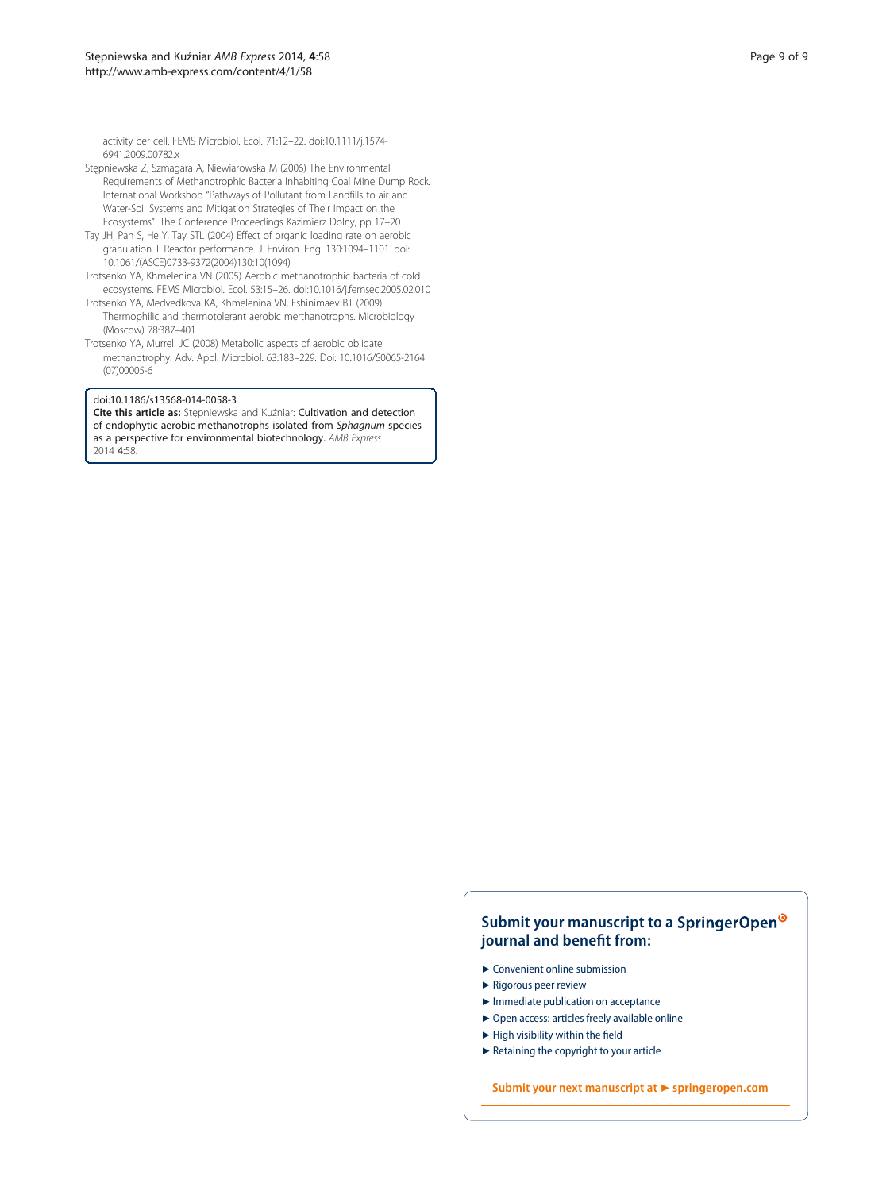activity per cell. FEMS Microbiol. Ecol. 71:12–22. doi:10.1111/j.1574-6941.2009.00782.x

Stępniewska Z, Szmagara A, Niewiarowska M (2006) The Environmental Requirements of Methanotrophic Bacteria Inhabiting Coal Mine Dump Rock. International Workshop "Pathways of Pollutant from Landfills to air and Water-Soil Systems and Mitigation Strategies of Their Impact on the Ecosystems". The Conference Proceedings Kazimierz Dolny, pp 17–20

Tay JH, Pan S, He Y, Tay STL (2004) Effect of organic loading rate on aerobic granulation. I: Reactor performance. J. Environ. Eng. 130:1094–1101. doi: 10.1061/(ASCE)0733-9372(2004)130:10(1094)

Trotsenko YA, Khmelenina VN (2005) Aerobic methanotrophic bacteria of cold ecosystems. FEMS Microbiol. Ecol. 53:15–26. doi:10.1016/j.femsec.2005.02.010

Trotsenko YA, Medvedkova KA, Khmelenina VN, Eshinimaev BT (2009) Thermophilic and thermotolerant aerobic merthanotrophs. Microbiology (Moscow) 78:387–401

Trotsenko YA, Murrell JC (2008) Metabolic aspects of aerobic obligate methanotrophy. Adv. Appl. Microbiol. 63:183–229. Doi: 10.1016/S0065-2164(07)00005-6

doi:10.1186/s13568-014-0058-3
**Cite this article as:** Stępniewska and Kuźniar: Cultivation and detection of endophytic aerobic methanotrophs isolated from *Sphagnum* species as a perspective for environmental biotechnology. *AMB Express* 2014 **4**:58.

**Submit your manuscript to a SpringerOpen journal and benefit from:**

- ► Convenient online submission
- ► Rigorous peer review
- ► Immediate publication on acceptance
- ► Open access: articles freely available online
- ► High visibility within the field
- ► Retaining the copyright to your article

**Submit your next manuscript at ► springeropen.com**